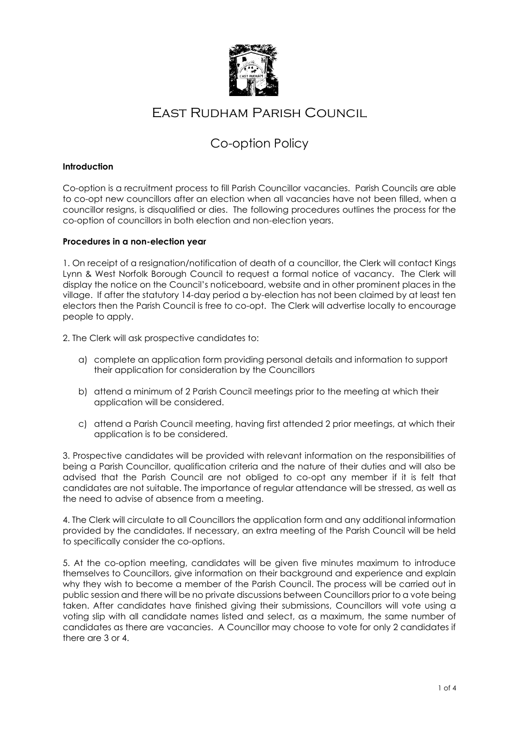# East Rudham Parish Council

## Co-option Policy

**Introduction**

Co-option is a recruitment process to fill Parish Councillor vacancies. Parish Councils are able to co-opt new councillors after an election when all vacancies have not been filled, when a councillor resigns, is disqualified or dies. The following procedures outlines the process for the co-option of councillors in both election and non-election years.

**Procedures in a non-election year**

1. On receipt of a resignation/notification of death of a councillor, the Clerk will contact Kings Lynn & West Norfolk Borough Council to request a formal notice of vacancy. The Clerk will display the notice on the Council's noticeboard, website and in other prominent places in the village. If after the statutory 14-day period a by-election has not been claimed by at least ten electors then the Parish Council is free to co-opt. The Clerk will advertise locally to encourage people to apply.

2. The Clerk will ask prospective candidates to:

   a) complete an application form providing personal details and information to support their application for consideration by the Councillors

   b) attend a minimum of 2 Parish Council meetings prior to the meeting at which their application will be considered.

   c) attend a Parish Council meeting, having first attended 2 prior meetings, at which their application is to be considered.

3. Prospective candidates will be provided with relevant information on the responsibilities of being a Parish Councillor, qualification criteria and the nature of their duties and will also be advised that the Parish Council are not obliged to co-opt any member if it is felt that candidates are not suitable. The importance of regular attendance will be stressed, as well as the need to advise of absence from a meeting.

4. The Clerk will circulate to all Councillors the application form and any additional information provided by the candidates. If necessary, an extra meeting of the Parish Council will be held to specifically consider the co-options.

5. At the co-option meeting, candidates will be given five minutes maximum to introduce themselves to Councillors, give information on their background and experience and explain why they wish to become a member of the Parish Council. The process will be carried out in public session and there will be no private discussions between Councillors prior to a vote being taken. After candidates have finished giving their submissions, Councillors will vote using a voting slip with all candidate names listed and select, as a maximum, the same number of candidates as there are vacancies. A Councillor may choose to vote for only 2 candidates if there are 3 or 4.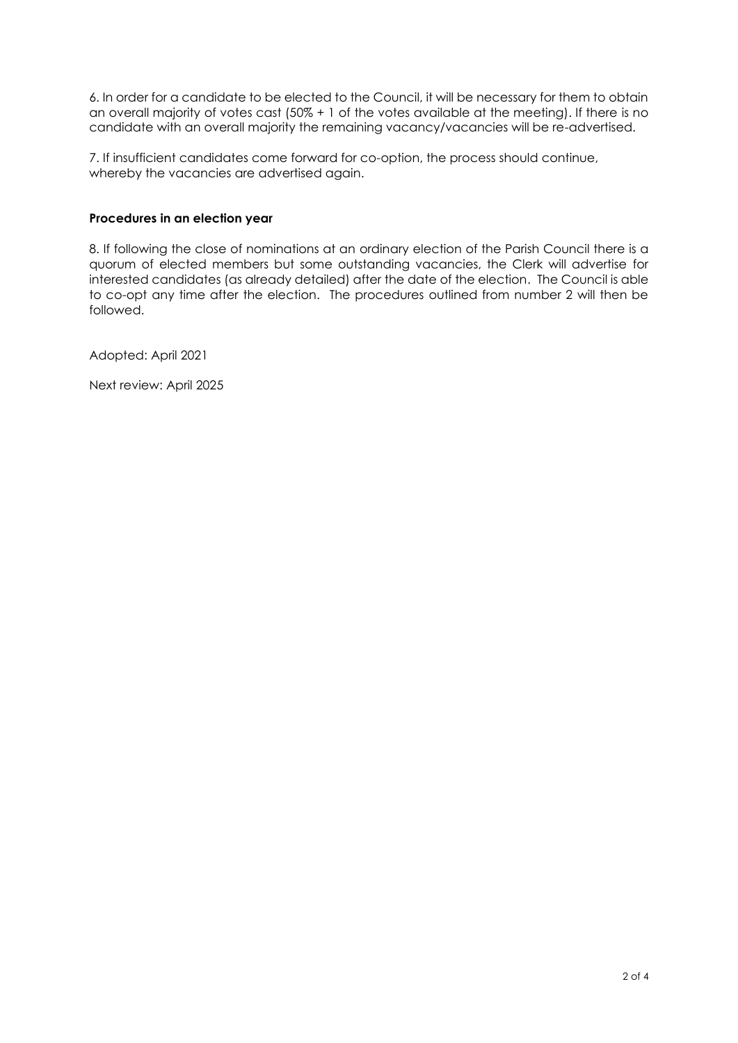6. In order for a candidate to be elected to the Council, it will be necessary for them to obtain an overall majority of votes cast (50% + 1 of the votes available at the meeting). If there is no candidate with an overall majority the remaining vacancy/vacancies will be re-advertised.

7. If insufficient candidates come forward for co-option, the process should continue, whereby the vacancies are advertised again.

**Procedures in an election year**

8. If following the close of nominations at an ordinary election of the Parish Council there is a quorum of elected members but some outstanding vacancies, the Clerk will advertise for interested candidates (as already detailed) after the date of the election. The Council is able to co-opt any time after the election. The procedures outlined from number 2 will then be followed.

Adopted: April 2021

Next review: April 2025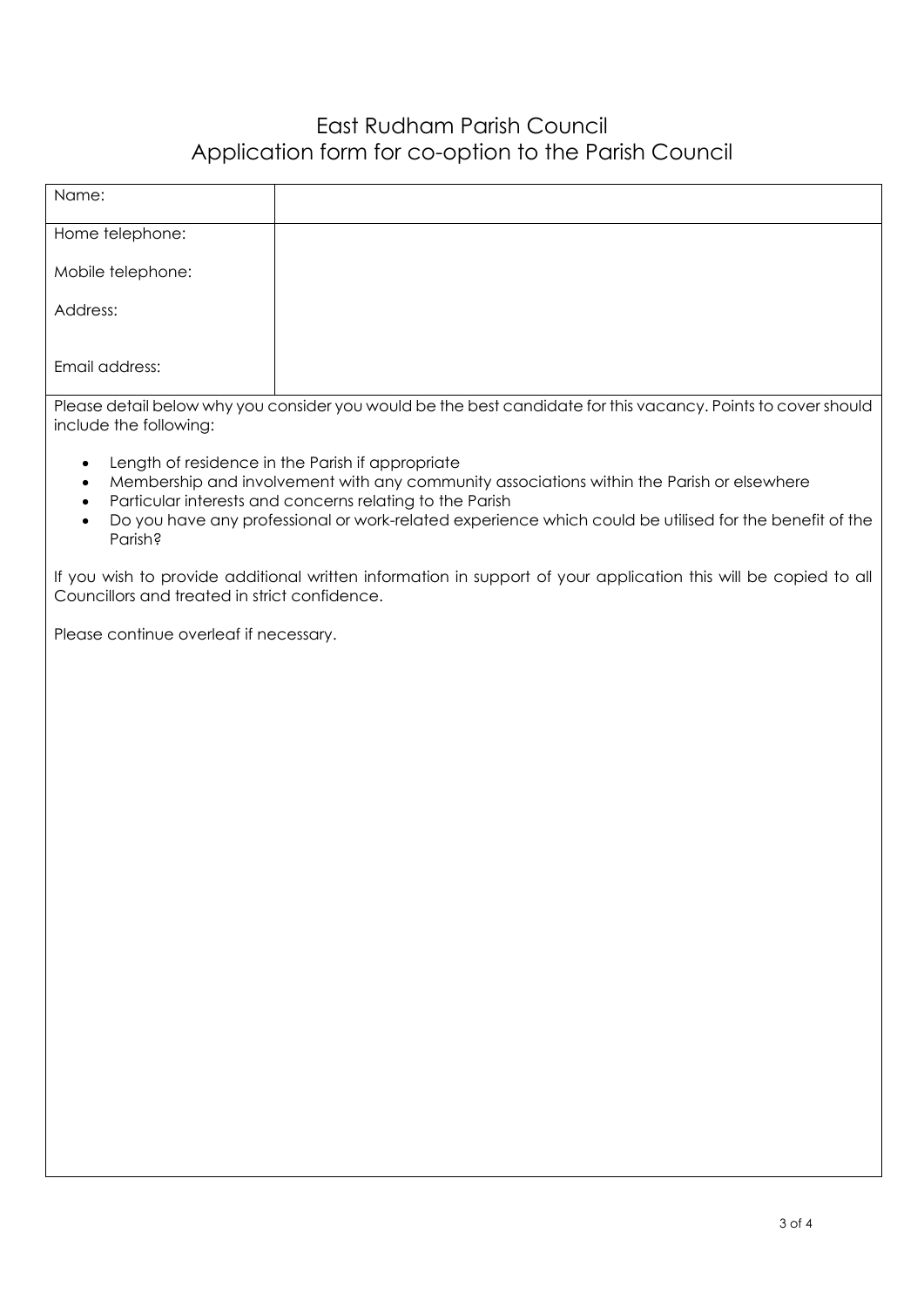# East Rudham Parish Council
## Application form for co-option to the Parish Council

| | |
|---|---|
| Name: | |
| Home telephone:<br><br>Mobile telephone:<br><br>Address:<br><br><br>Email address: | |

Please detail below why you consider you would be the best candidate for this vacancy. Points to cover should include the following:

- Length of residence in the Parish if appropriate
- Membership and involvement with any community associations within the Parish or elsewhere
- Particular interests and concerns relating to the Parish
- Do you have any professional or work-related experience which could be utilised for the benefit of the Parish?

If you wish to provide additional written information in support of your application this will be copied to all Councillors and treated in strict confidence.

Please continue overleaf if necessary.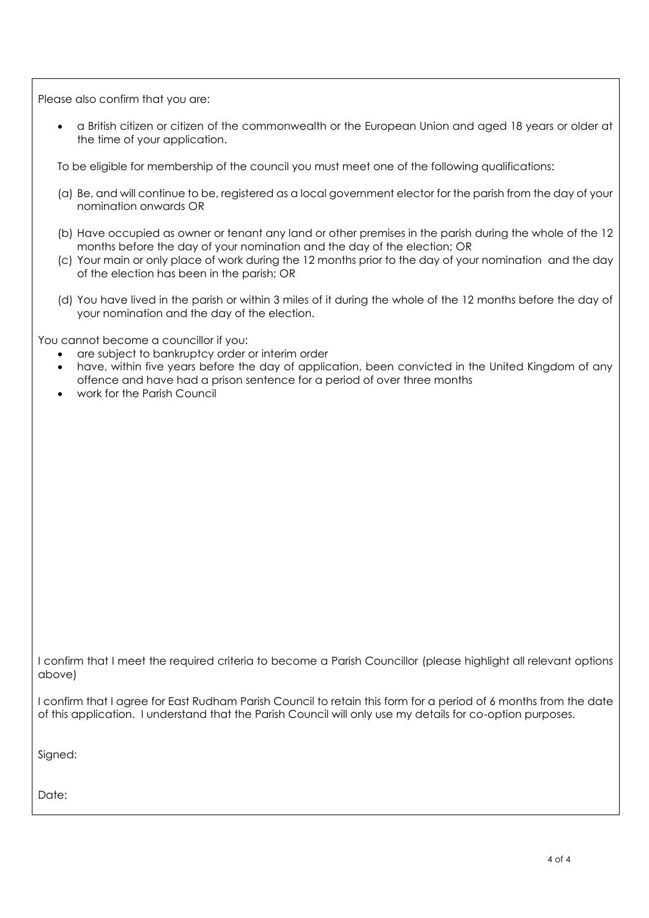Please also confirm that you are:

- a British citizen or citizen of the commonwealth or the European Union and aged 18 years or older at the time of your application.

To be eligible for membership of the council you must meet one of the following qualifications:

(a) Be, and will continue to be, registered as a local government elector for the parish from the day of your nomination onwards OR

(b) Have occupied as owner or tenant any land or other premises in the parish during the whole of the 12 months before the day of your nomination and the day of the election; OR

(c) Your main or only place of work during the 12 months prior to the day of your nomination and the day of the election has been in the parish; OR

(d) You have lived in the parish or within 3 miles of it during the whole of the 12 months before the day of your nomination and the day of the election.

You cannot become a councillor if you:

- are subject to bankruptcy order or interim order
- have, within five years before the day of application, been convicted in the United Kingdom of any offence and have had a prison sentence for a period of over three months
- work for the Parish Council

I confirm that I meet the required criteria to become a Parish Councillor (please highlight all relevant options above)

I confirm that I agree for East Rudham Parish Council to retain this form for a period of 6 months from the date of this application. I understand that the Parish Council will only use my details for co-option purposes.

Signed:

Date: